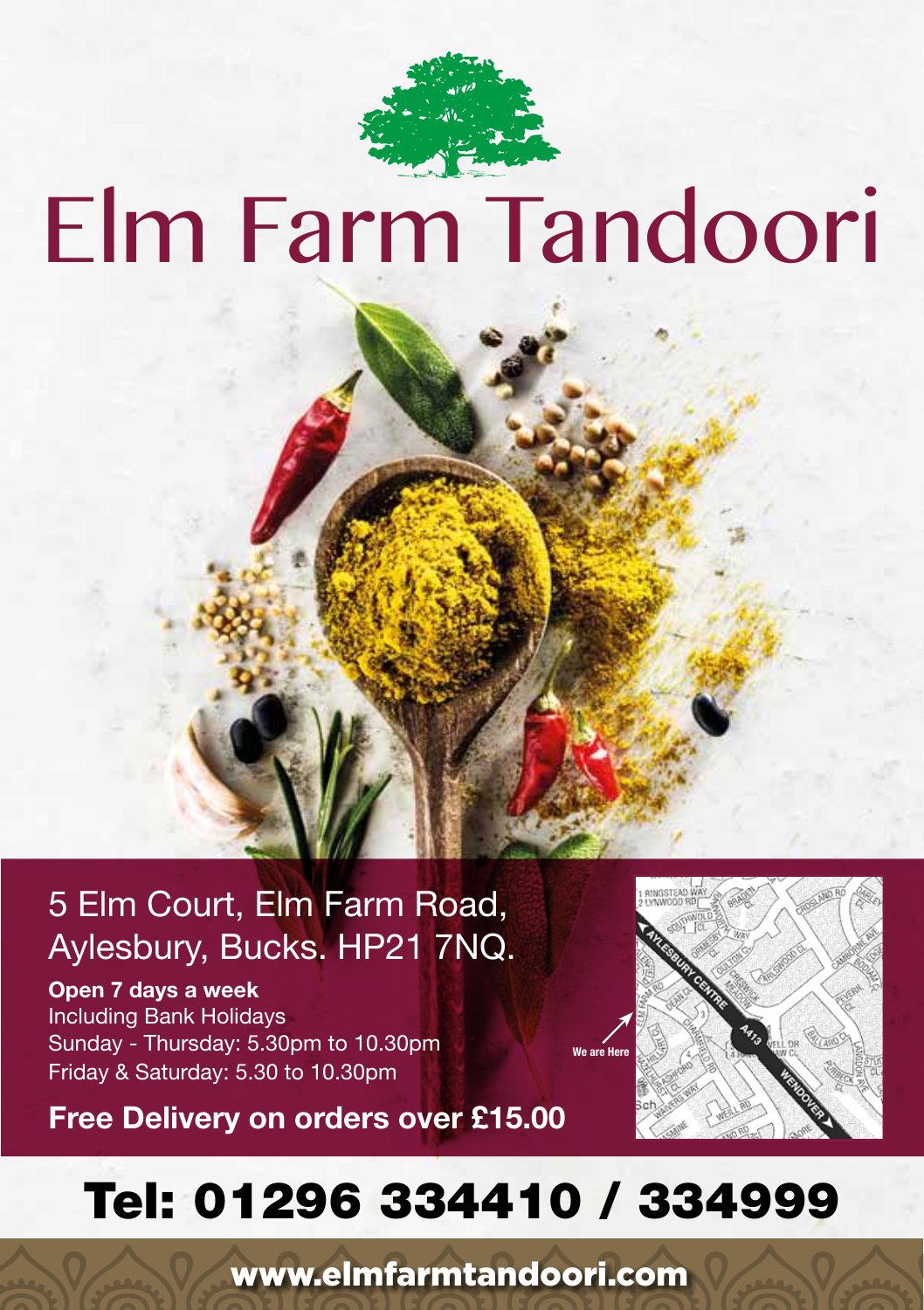# Elm Farm Tandoori

5 Elm Court, Elm Farm Road,
Aylesbury, Bucks. HP21 7NQ.

**Open 7 days a week**
Including Bank Holidays
Sunday - Thursday: 5.30pm to 10.30pm
Friday & Saturday: 5.30 to 10.30pm

**Free Delivery on orders over £15.00**

We are Here

## Tel: 01296 334410 / 334999

**www.elmfarmtandoori.com**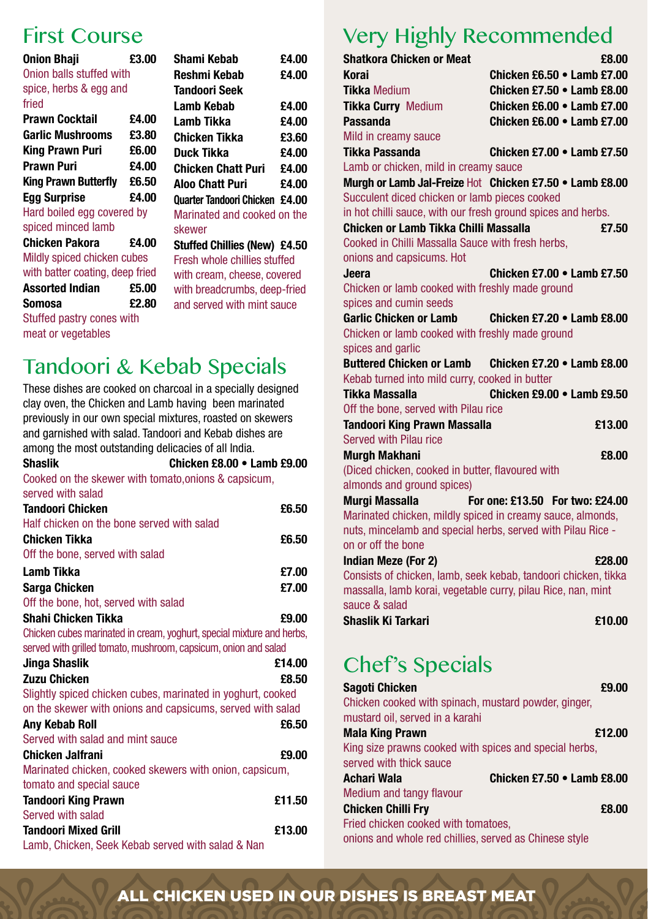## First Course

**Onion Bhaji** £3.00
Onion balls stuffed with spice, herbs & egg and fried

**Prawn Cocktail** £4.00

**Garlic Mushrooms** £3.80

**King Prawn Puri** £6.00

**Prawn Puri** £4.00

**King Prawn Butterfly** £6.50

**Egg Surprise** £4.00
Hard boiled egg covered by spiced minced lamb

**Chicken Pakora** £4.00
Mildly spiced chicken cubes with batter coating, deep fried

**Assorted Indian** £5.00

**Somosa** £2.80
Stuffed pastry cones with meat or vegetables

**Shami Kebab** £4.00

**Reshmi Kebab** £4.00

**Tandoori Seek**

**Lamb Kebab** £4.00

**Lamb Tikka** £4.00

**Chicken Tikka** £3.60

**Duck Tikka** £4.00

**Chicken Chatt Puri** £4.00

**Aloo Chatt Puri** £4.00

**Quarter Tandoori Chicken** £4.00
Marinated and cooked on the skewer

**Stuffed Chillies (New)** £4.50
Fresh whole chillies stuffed with cream, cheese, covered with breadcrumbs, deep-fried and served with mint sauce

## Tandoori & Kebab Specials

These dishes are cooked on charcoal in a specially designed clay oven, the Chicken and Lamb having been marinated previously in our own special mixtures, roasted on skewers and garnished with salad. Tandoori and Kebab dishes are among the most outstanding delicacies of all India.

**Shaslik** Chicken £8.00 • Lamb £9.00
Cooked on the skewer with tomato,onions & capsicum, served with salad

**Tandoori Chicken** £6.50
Half chicken on the bone served with salad

**Chicken Tikka** £6.50
Off the bone, served with salad

**Lamb Tikka** £7.00

**Sarga Chicken** £7.00
Off the bone, hot, served with salad

**Shahi Chicken Tikka** £9.00
Chicken cubes marinated in cream, yoghurt, special mixture and herbs, served with grilled tomato, mushroom, capsicum, onion and salad

**Jinga Shaslik** £14.00

**Zuzu Chicken** £8.50
Slightly spiced chicken cubes, marinated in yoghurt, cooked on the skewer with onions and capsicums, served with salad

**Any Kebab Roll** £6.50
Served with salad and mint sauce

**Chicken Jalfrani** £9.00
Marinated chicken, cooked skewers with onion, capsicum, tomato and special sauce

**Tandoori King Prawn** £11.50
Served with salad

**Tandoori Mixed Grill** £13.00
Lamb, Chicken, Seek Kebab served with salad & Nan

## Very Highly Recommended

**Shatkora Chicken or Meat** £8.00

**Korai** Chicken £6.50 • Lamb £7.00

**Tikka** Medium Chicken £7.50 • Lamb £8.00

**Tikka Curry** Medium Chicken £6.00 • Lamb £7.00

**Passanda** Chicken £6.00 • Lamb £7.00
Mild in creamy sauce

**Tikka Passanda** Chicken £7.00 • Lamb £7.50
Lamb or chicken, mild in creamy sauce

**Murgh or Lamb Jal-Freize** Hot Chicken £7.50 • Lamb £8.00
Succulent diced chicken or lamb pieces cooked in hot chilli sauce, with our fresh ground spices and herbs.

**Chicken or Lamb Tikka Chilli Massalla** £7.50
Cooked in Chilli Massalla Sauce with fresh herbs, onions and capsicums. Hot

**Jeera** Chicken £7.00 • Lamb £7.50
Chicken or lamb cooked with freshly made ground spices and cumin seeds

**Garlic Chicken or Lamb** Chicken £7.20 • Lamb £8.00
Chicken or lamb cooked with freshly made ground spices and garlic

**Buttered Chicken or Lamb** Chicken £7.20 • Lamb £8.00
Kebab turned into mild curry, cooked in butter

**Tikka Massalla** Chicken £9.00 • Lamb £9.50
Off the bone, served with Pilau rice

**Tandoori King Prawn Massalla** £13.00
Served with Pilau rice

**Murgh Makhani** £8.00
(Diced chicken, cooked in butter, flavoured with almonds and ground spices)

**Murgi Massalla** For one: £13.50 For two: £24.00
Marinated chicken, mildly spiced in creamy sauce, almonds, nuts, mincelamb and special herbs, served with Pilau Rice - on or off the bone

**Indian Meze (For 2)** £28.00
Consists of chicken, lamb, seek kebab, tandoori chicken, tikka massalla, lamb korai, vegetable curry, pilau Rice, nan, mint sauce & salad

**Shaslik Ki Tarkari** £10.00

## Chef's Specials

**Sagoti Chicken** £9.00
Chicken cooked with spinach, mustard powder, ginger, mustard oil, served in a karahi

**Mala King Prawn** £12.00
King size prawns cooked with spices and special herbs, served with thick sauce

**Achari Wala** Chicken £7.50 • Lamb £8.00
Medium and tangy flavour

**Chicken Chilli Fry** £8.00
Fried chicken cooked with tomatoes, onions and whole red chillies, served as Chinese style

**ALL CHICKEN USED IN OUR DISHES IS BREAST MEAT**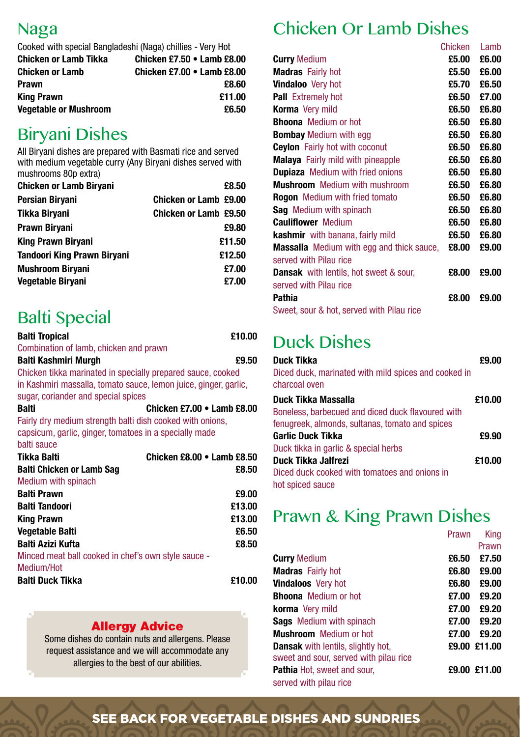## Naga

Cooked with special Bangladeshi (Naga) chillies - Very Hot

| Dish | Price |
|---|---|
| **Chicken or Lamb Tikka** | Chicken £7.50 • Lamb £8.00 |
| **Chicken or Lamb** | Chicken £7.00 • Lamb £8.00 |
| **Prawn** | £8.60 |
| **King Prawn** | £11.00 |
| **Vegetable or Mushroom** | £6.50 |

## Biryani Dishes

All Biryani dishes are prepared with Basmati rice and served with medium vegetable curry (Any Biryani dishes served with mushrooms 80p extra)

| Dish | Price |
|---|---|
| **Chicken or Lamb Biryani** | £8.50 |
| **Persian Biryani** | Chicken or Lamb £9.00 |
| **Tikka Biryani** | Chicken or Lamb £9.50 |
| **Prawn Biryani** | £9.80 |
| **King Prawn Biryani** | £11.50 |
| **Tandoori King Prawn Biryani** | £12.50 |
| **Mushroom Biryani** | £7.00 |
| **Vegetable Biryani** | £7.00 |

## Balti Special

**Balti Tropical** — £10.00
Combination of lamb, chicken and prawn

**Balti Kashmiri Murgh** — £9.50
Chicken tikka marinated in specially prepared sauce, cooked in Kashmiri massalla, tomato sauce, lemon juice, ginger, garlic, sugar, coriander and special spices

**Balti** — Chicken £7.00 • Lamb £8.00
Fairly dry medium strength balti dish cooked with onions, capsicum, garlic, ginger, tomatoes in a specially made balti sauce

**Tikka Balti** — Chicken £8.00 • Lamb £8.50

**Balti Chicken or Lamb Sag** — £8.50
Medium with spinach

**Balti Prawn** — £9.00

**Balti Tandoori** — £13.00

**King Prawn** — £13.00

**Vegetable Balti** — £6.50

**Balti Azizi Kufta** — £8.50
Minced meat ball cooked in chef's own style sauce - Medium/Hot

**Balti Duck Tikka** — £10.00

### Allergy Advice

Some dishes do contain nuts and allergens. Please request assistance and we will accommodate any allergies to the best of our abilities.

## Chicken Or Lamb Dishes

| Dish | Chicken | Lamb |
|---|---|---|
| **Curry** Medium | £5.00 | £6.00 |
| **Madras** Fairly hot | £5.50 | £6.00 |
| **Vindaloo** Very hot | £5.70 | £6.50 |
| **Pall** Extremely hot | £6.50 | £7.00 |
| **Korma** Very mild | £6.50 | £6.80 |
| **Bhoona** Medium or hot | £6.50 | £6.80 |
| **Bombay** Medium with egg | £6.50 | £6.80 |
| **Ceylon** Fairly hot with coconut | £6.50 | £6.80 |
| **Malaya** Fairly mild with pineapple | £6.50 | £6.80 |
| **Dupiaza** Medium with fried onions | £6.50 | £6.80 |
| **Mushroom** Medium with mushroom | £6.50 | £6.80 |
| **Rogon** Medium with fried tomato | £6.50 | £6.80 |
| **Sag** Medium with spinach | £6.50 | £6.80 |
| **Cauliflower** Medium | £6.50 | £6.80 |
| **kashmir** with banana, fairly mild | £6.50 | £6.80 |
| **Massalla** Medium with egg and thick sauce, served with Pilau rice | £8.00 | £9.00 |
| **Dansak** with lentils, hot sweet & sour, served with Pilau rice | £8.00 | £9.00 |
| **Pathia** Sweet, sour & hot, served with Pilau rice | £8.00 | £9.00 |

## Duck Dishes

**Duck Tikka** — £9.00
Diced duck, marinated with mild spices and cooked in charcoal oven

**Duck Tikka Massalla** — £10.00
Boneless, barbecued and diced duck flavoured with fenugreek, almonds, sultanas, tomato and spices

**Garlic Duck Tikka** — £9.90
Duck tikka in garlic & special herbs

**Duck Tikka Jalfrezi** — £10.00
Diced duck cooked with tomatoes and onions in hot spiced sauce

## Prawn & King Prawn Dishes

| Dish | Prawn | King Prawn |
|---|---|---|
| **Curry** Medium | £6.50 | £7.50 |
| **Madras** Fairly hot | £6.80 | £9.00 |
| **Vindaloos** Very hot | £6.80 | £9.00 |
| **Bhoona** Medium or hot | £7.00 | £9.20 |
| **korma** Very mild | £7.00 | £9.20 |
| **Sags** Medium with spinach | £7.00 | £9.20 |
| **Mushroom** Medium or hot | £7.00 | £9.20 |
| **Dansak** with lentils, slightly hot, sweet and sour, served with pilau rice | £9.00 | £11.00 |
| **Pathia** Hot, sweet and sour, served with pilau rice | £9.00 | £11.00 |

**SEE BACK FOR VEGETABLE DISHES AND SUNDRIES**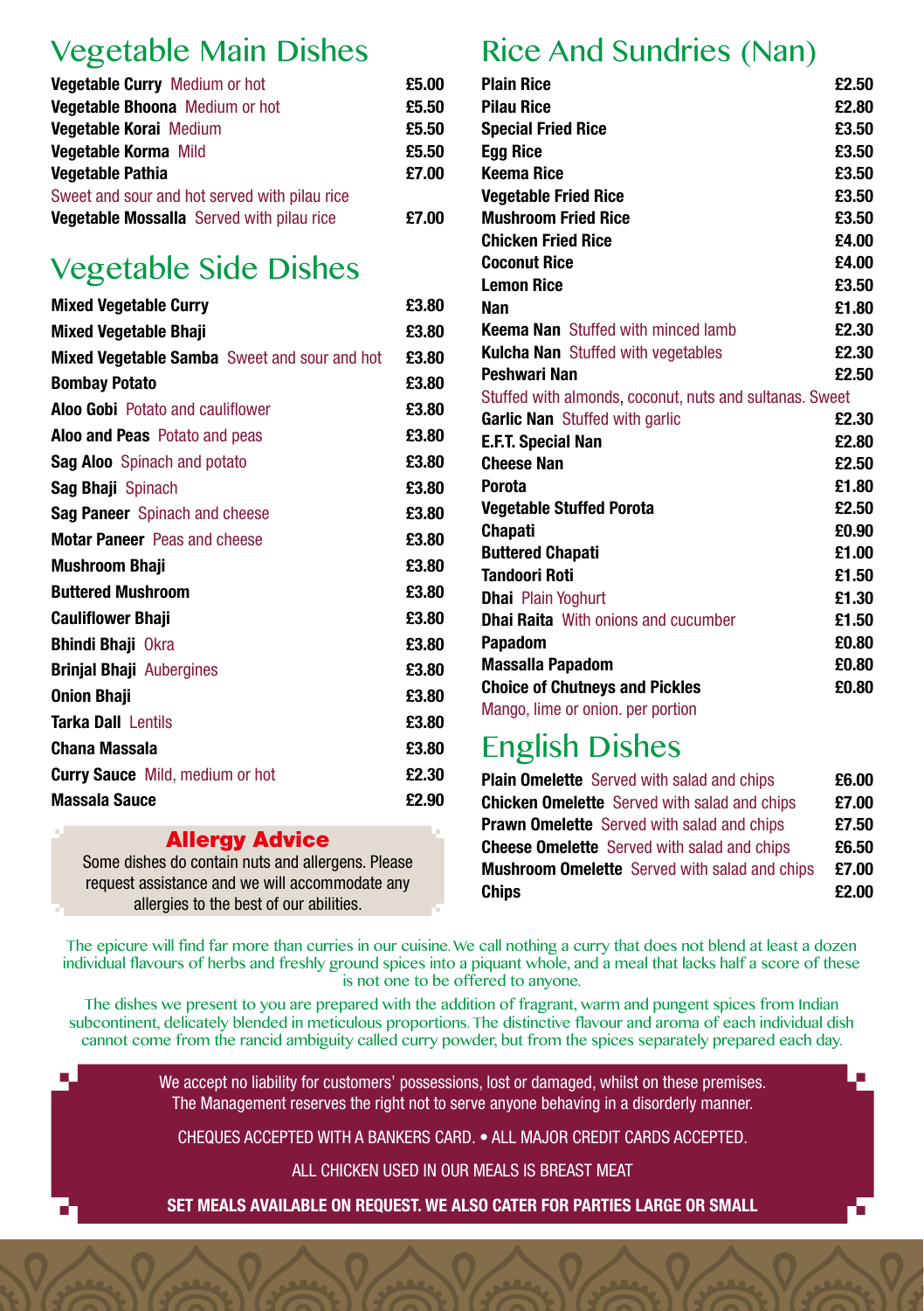## Vegetable Main Dishes

| | |
|---|---|
| **Vegetable Curry** Medium or hot | £5.00 |
| **Vegetable Bhoona** Medium or hot | £5.50 |
| **Vegetable Korai** Medium | £5.50 |
| **Vegetable Korma** Mild | £5.50 |
| **Vegetable Pathia** Sweet and sour and hot served with pilau rice | £7.00 |
| **Vegetable Mossalla** Served with pilau rice | £7.00 |

## Vegetable Side Dishes

| | |
|---|---|
| **Mixed Vegetable Curry** | £3.80 |
| **Mixed Vegetable Bhaji** | £3.80 |
| **Mixed Vegetable Samba** Sweet and sour and hot | £3.80 |
| **Bombay Potato** | £3.80 |
| **Aloo Gobi** Potato and cauliflower | £3.80 |
| **Aloo and Peas** Potato and peas | £3.80 |
| **Sag Aloo** Spinach and potato | £3.80 |
| **Sag Bhaji** Spinach | £3.80 |
| **Sag Paneer** Spinach and cheese | £3.80 |
| **Motar Paneer** Peas and cheese | £3.80 |
| **Mushroom Bhaji** | £3.80 |
| **Buttered Mushroom** | £3.80 |
| **Cauliflower Bhaji** | £3.80 |
| **Bhindi Bhaji** Okra | £3.80 |
| **Brinjal Bhaji** Aubergines | £3.80 |
| **Onion Bhaji** | £3.80 |
| **Tarka Dall** Lentils | £3.80 |
| **Chana Massala** | £3.80 |
| **Curry Sauce** Mild, medium or hot | £2.30 |
| **Massala Sauce** | £2.90 |

**Allergy Advice**

Some dishes do contain nuts and allergens. Please request assistance and we will accommodate any allergies to the best of our abilities.

## Rice And Sundries (Nan)

| | |
|---|---|
| **Plain Rice** | £2.50 |
| **Pilau Rice** | £2.80 |
| **Special Fried Rice** | £3.50 |
| **Egg Rice** | £3.50 |
| **Keema Rice** | £3.50 |
| **Vegetable Fried Rice** | £3.50 |
| **Mushroom Fried Rice** | £3.50 |
| **Chicken Fried Rice** | £4.00 |
| **Coconut Rice** | £4.00 |
| **Lemon Rice** | £3.50 |
| **Nan** | £1.80 |
| **Keema Nan** Stuffed with minced lamb | £2.30 |
| **Kulcha Nan** Stuffed with vegetables | £2.30 |
| **Peshwari Nan** Stuffed with almonds, coconut, nuts and sultanas. Sweet | £2.50 |
| **Garlic Nan** Stuffed with garlic | £2.30 |
| **E.F.T. Special Nan** | £2.80 |
| **Cheese Nan** | £2.50 |
| **Porota** | £1.80 |
| **Vegetable Stuffed Porota** | £2.50 |
| **Chapati** | £0.90 |
| **Buttered Chapati** | £1.00 |
| **Tandoori Roti** | £1.50 |
| **Dhai** Plain Yoghurt | £1.30 |
| **Dhai Raita** With onions and cucumber | £1.50 |
| **Papadom** | £0.80 |
| **Massalla Papadom** | £0.80 |
| **Choice of Chutneys and Pickles** Mango, lime or onion. per portion | £0.80 |

## English Dishes

| | |
|---|---|
| **Plain Omelette** Served with salad and chips | £6.00 |
| **Chicken Omelette** Served with salad and chips | £7.00 |
| **Prawn Omelette** Served with salad and chips | £7.50 |
| **Cheese Omelette** Served with salad and chips | £6.50 |
| **Mushroom Omelette** Served with salad and chips | £7.00 |
| **Chips** | £2.00 |

The epicure will find far more than curries in our cuisine. We call nothing a curry that does not blend at least a dozen individual flavours of herbs and freshly ground spices into a piquant whole, and a meal that lacks half a score of these is not one to be offered to anyone.

The dishes we present to you are prepared with the addition of fragrant, warm and pungent spices from Indian subcontinent, delicately blended in meticulous proportions. The distinctive flavour and aroma of each individual dish cannot come from the rancid ambiguity called curry powder, but from the spices separately prepared each day.

We accept no liability for customers' possessions, lost or damaged, whilst on these premises. The Management reserves the right not to serve anyone behaving in a disorderly manner.

CHEQUES ACCEPTED WITH A BANKERS CARD. • ALL MAJOR CREDIT CARDS ACCEPTED.

ALL CHICKEN USED IN OUR MEALS IS BREAST MEAT

**SET MEALS AVAILABLE ON REQUEST. WE ALSO CATER FOR PARTIES LARGE OR SMALL**